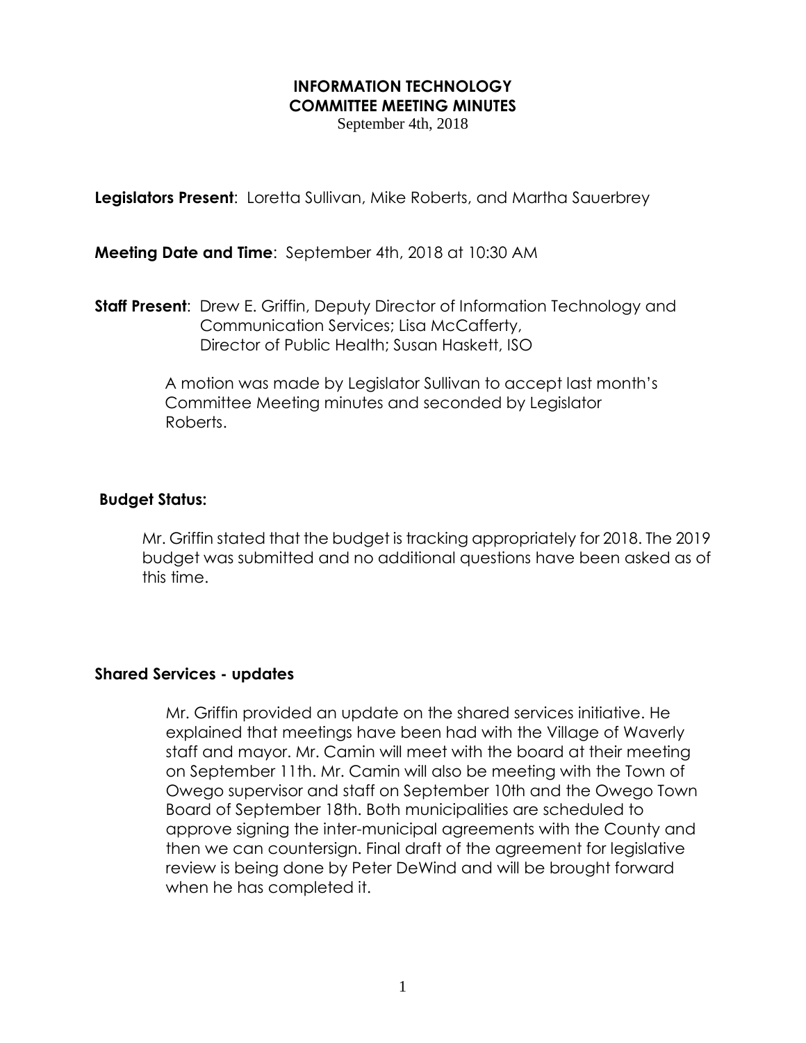# INFORMATION TECHNOLOGY COMMITTEE MEETING MINUTES

September 4th, 2018

**Legislators Present**: Loretta Sullivan, Mike Roberts, and Martha Sauerbrey

**Meeting Date and Time**: September 4th, 2018 at 10:30 AM

**Staff Present**: Drew E. Griffin, Deputy Director of Information Technology and Communication Services; Lisa McCafferty, Director of Public Health; Susan Haskett, ISO

A motion was made by Legislator Sullivan to accept last month's Committee Meeting minutes and seconded by Legislator Roberts.

## Budget Status:

Mr. Griffin stated that the budget is tracking appropriately for 2018. The 2019 budget was submitted and no additional questions have been asked as of this time.

## Shared Services - updates

Mr. Griffin provided an update on the shared services initiative. He explained that meetings have been had with the Village of Waverly staff and mayor. Mr. Camin will meet with the board at their meeting on September 11th. Mr. Camin will also be meeting with the Town of Owego supervisor and staff on September 10th and the Owego Town Board of September 18th. Both municipalities are scheduled to approve signing the inter-municipal agreements with the County and then we can countersign. Final draft of the agreement for legislative review is being done by Peter DeWind and will be brought forward when he has completed it.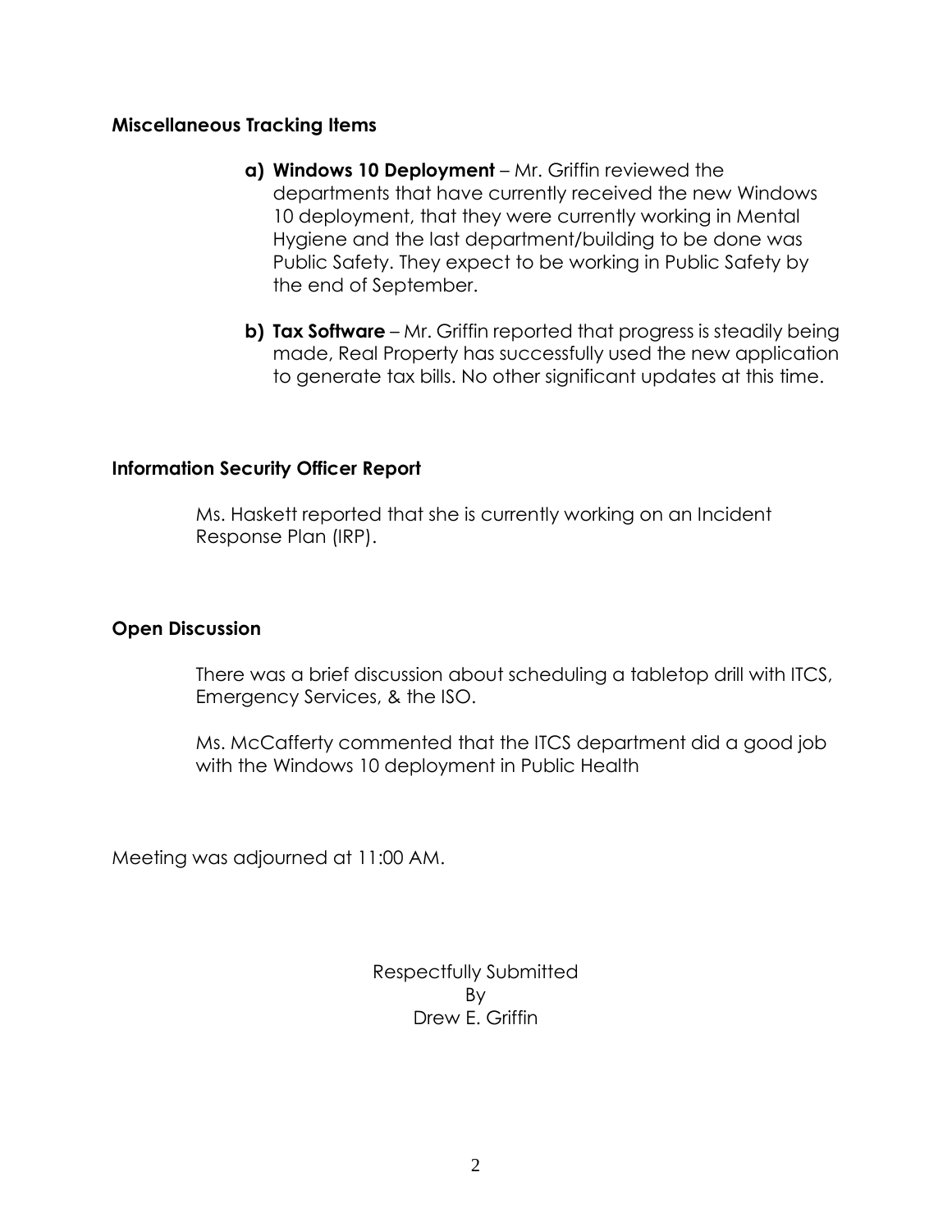**Miscellaneous Tracking Items**

a) **Windows 10 Deployment** – Mr. Griffin reviewed the departments that have currently received the new Windows 10 deployment, that they were currently working in Mental Hygiene and the last department/building to be done was Public Safety. They expect to be working in Public Safety by the end of September.

b) **Tax Software** – Mr. Griffin reported that progress is steadily being made, Real Property has successfully used the new application to generate tax bills. No other significant updates at this time.

**Information Security Officer Report**

Ms. Haskett reported that she is currently working on an Incident Response Plan (IRP).

**Open Discussion**

There was a brief discussion about scheduling a tabletop drill with ITCS, Emergency Services, & the ISO.

Ms. McCafferty commented that the ITCS department did a good job with the Windows 10 deployment in Public Health

Meeting was adjourned at 11:00 AM.

Respectfully Submitted
By
Drew E. Griffin